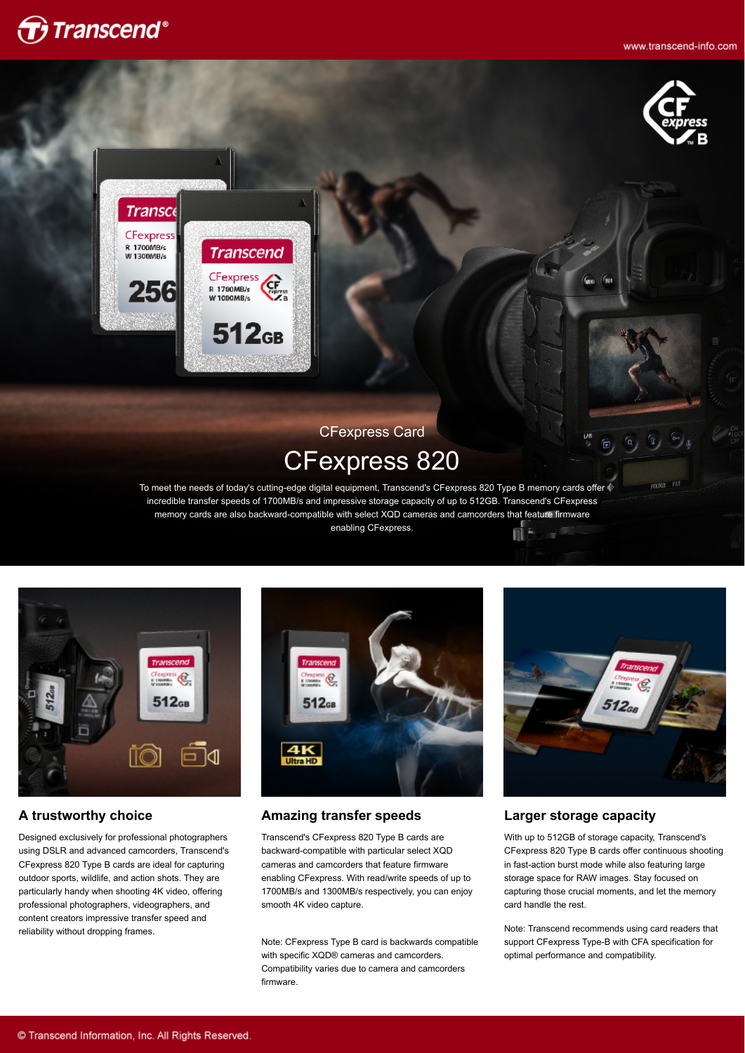CFexpress Card

# CFexpress 820

To meet the needs of today's cutting-edge digital equipment, Transcend's CFexpress 820 Type B memory cards offer incredible transfer speeds of 1700MB/s and impressive storage capacity of up to 512GB. Transcend's CFexpress memory cards are also backward-compatible with select XQD cameras and camcorders that feature firmware enabling CFexpress.

### A trustworthy choice

Designed exclusively for professional photographers using DSLR and advanced camcorders, Transcend's CFexpress 820 Type B cards are ideal for capturing outdoor sports, wildlife, and action shots. They are particularly handy when shooting 4K video, offering professional photographers, videographers, and content creators impressive transfer speed and reliability without dropping frames.

### Amazing transfer speeds

Transcend's CFexpress 820 Type B cards are backward-compatible with particular select XQD cameras and camcorders that feature firmware enabling CFexpress. With read/write speeds of up to 1700MB/s and 1300MB/s respectively, you can enjoy smooth 4K video capture.

Note: CFexpress Type B card is backwards compatible with specific XQD® cameras and camcorders. Compatibility varies due to camera and camcorders firmware.

### Larger storage capacity

With up to 512GB of storage capacity, Transcend's CFexpress 820 Type B cards offer continuous shooting in fast-action burst mode while also featuring large storage space for RAW images. Stay focused on capturing those crucial moments, and let the memory card handle the rest.

Note: Transcend recommends using card readers that support CFexpress Type-B with CFA specification for optimal performance and compatibility.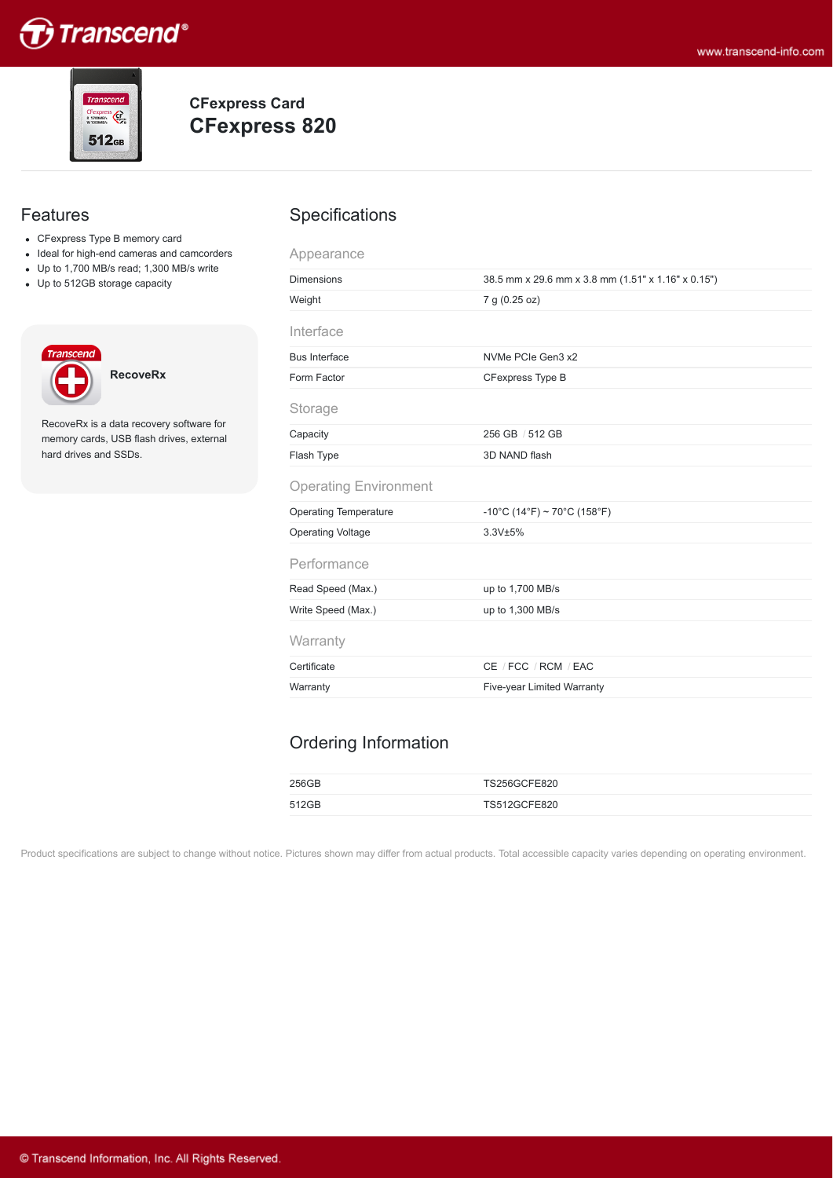Transcend

www.transcend-info.com

## CFexpress Card

# CFexpress 820

## Features

- CFexpress Type B memory card
- Ideal for high-end cameras and camcorders
- Up to 1,700 MB/s read; 1,300 MB/s write
- Up to 512GB storage capacity

**RecoveRx**

RecoveRx is a data recovery software for memory cards, USB flash drives, external hard drives and SSDs.

## Specifications

### Appearance

| | |
|---|---|
| Dimensions | 38.5 mm x 29.6 mm x 3.8 mm (1.51" x 1.16" x 0.15") |
| Weight | 7 g (0.25 oz) |

### Interface

| | |
|---|---|
| Bus Interface | NVMe PCIe Gen3 x2 |
| Form Factor | CFexpress Type B |

### Storage

| | |
|---|---|
| Capacity | 256 GB / 512 GB |
| Flash Type | 3D NAND flash |

### Operating Environment

| | |
|---|---|
| Operating Temperature | -10°C (14°F) ~ 70°C (158°F) |
| Operating Voltage | 3.3V±5% |

### Performance

| | |
|---|---|
| Read Speed (Max.) | up to 1,700 MB/s |
| Write Speed (Max.) | up to 1,300 MB/s |

### Warranty

| | |
|---|---|
| Certificate | CE / FCC / RCM / EAC |
| Warranty | Five-year Limited Warranty |

## Ordering Information

| | |
|---|---|
| 256GB | TS256GCFE820 |
| 512GB | TS512GCFE820 |

Product specifications are subject to change without notice. Pictures shown may differ from actual products. Total accessible capacity varies depending on operating environment.

© Transcend Information, Inc. All Rights Reserved.